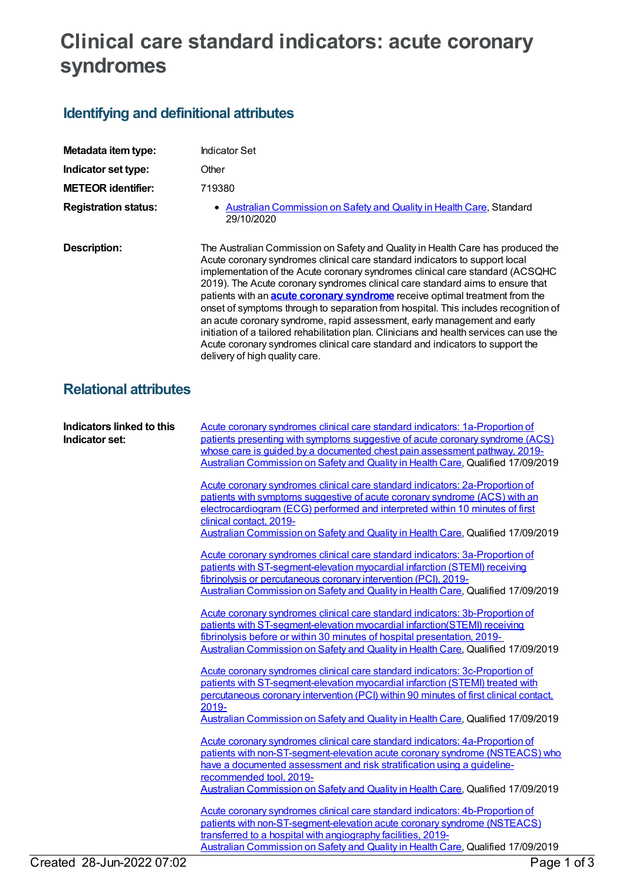# Clinical care standard indicators: acute coronary syndromes

## Identifying and definitional attributes

| | |
|---|---|
| **Metadata item type:** | Indicator Set |
| **Indicator set type:** | Other |
| **METEOR identifier:** | 719380 |
| **Registration status:** | • Australian Commission on Safety and Quality in Health Care, Standard 29/10/2020 |
| **Description:** | The Australian Commission on Safety and Quality in Health Care has produced the Acute coronary syndromes clinical care standard indicators to support local implementation of the Acute coronary syndromes clinical care standard (ACSQHC 2019). The Acute coronary syndromes clinical care standard aims to ensure that patients with an **acute coronary syndrome** receive optimal treatment from the onset of symptoms through to separation from hospital. This includes recognition of an acute coronary syndrome, rapid assessment, early management and early initiation of a tailored rehabilitation plan. Clinicians and health services can use the Acute coronary syndromes clinical care standard and indicators to support the delivery of high quality care. |

## Relational attributes

**Indicators linked to this Indicator set:**

Acute coronary syndromes clinical care standard indicators: 1a-Proportion of patients presenting with symptoms suggestive of acute coronary syndrome (ACS) whose care is guided by a documented chest pain assessment pathway, 2019-
Australian Commission on Safety and Quality in Health Care, Qualified 17/09/2019

Acute coronary syndromes clinical care standard indicators: 2a-Proportion of patients with symptoms suggestive of acute coronary syndrome (ACS) with an electrocardiogram (ECG) performed and interpreted within 10 minutes of first clinical contact, 2019-
Australian Commission on Safety and Quality in Health Care, Qualified 17/09/2019

Acute coronary syndromes clinical care standard indicators: 3a-Proportion of patients with ST-segment-elevation myocardial infarction (STEMI) receiving fibrinolysis or percutaneous coronary intervention (PCI), 2019-
Australian Commission on Safety and Quality in Health Care, Qualified 17/09/2019

Acute coronary syndromes clinical care standard indicators: 3b-Proportion of patients with ST-segment-elevation myocardial infarction(STEMI) receiving fibrinolysis before or within 30 minutes of hospital presentation, 2019-
Australian Commission on Safety and Quality in Health Care, Qualified 17/09/2019

Acute coronary syndromes clinical care standard indicators: 3c-Proportion of patients with ST-segment-elevation myocardial infarction (STEMI) treated with percutaneous coronary intervention (PCI) within 90 minutes of first clinical contact, 2019-
Australian Commission on Safety and Quality in Health Care, Qualified 17/09/2019

Acute coronary syndromes clinical care standard indicators: 4a-Proportion of patients with non-ST-segment-elevation acute coronary syndrome (NSTEACS) who have a documented assessment and risk stratification using a guideline-recommended tool, 2019-
Australian Commission on Safety and Quality in Health Care, Qualified 17/09/2019

Acute coronary syndromes clinical care standard indicators: 4b-Proportion of patients with non-ST-segment-elevation acute coronary syndrome (NSTEACS) transferred to a hospital with angiography facilities, 2019-
Australian Commission on Safety and Quality in Health Care, Qualified 17/09/2019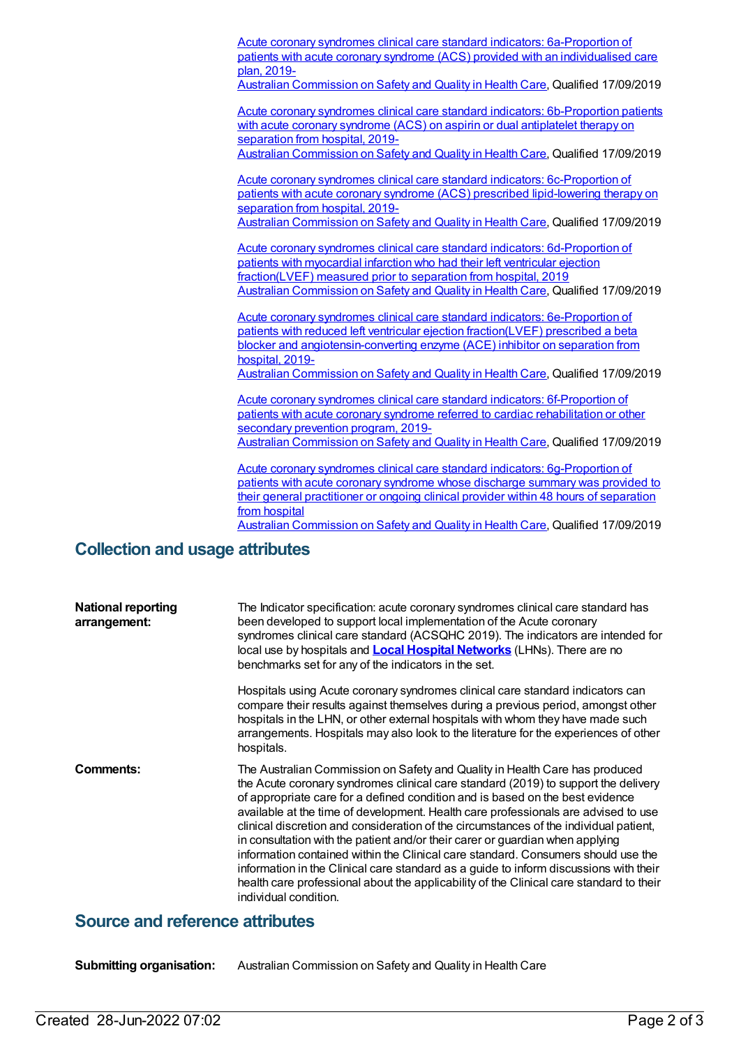[Acute coronary syndromes clinical care standard indicators: 6a-Proportion of patients with acute coronary syndrome (ACS) provided with an individualised care plan, 2019-](#)
[Australian Commission on Safety and Quality in Health Care](#), Qualified 17/09/2019

[Acute coronary syndromes clinical care standard indicators: 6b-Proportion patients with acute coronary syndrome (ACS) on aspirin or dual antiplatelet therapy on separation from hospital, 2019-](#)
[Australian Commission on Safety and Quality in Health Care](#), Qualified 17/09/2019

[Acute coronary syndromes clinical care standard indicators: 6c-Proportion of patients with acute coronary syndrome (ACS) prescribed lipid-lowering therapy on separation from hospital, 2019-](#)
[Australian Commission on Safety and Quality in Health Care](#), Qualified 17/09/2019

[Acute coronary syndromes clinical care standard indicators: 6d-Proportion of patients with myocardial infarction who had their left ventricular ejection fraction(LVEF) measured prior to separation from hospital, 2019](#)
[Australian Commission on Safety and Quality in Health Care](#), Qualified 17/09/2019

[Acute coronary syndromes clinical care standard indicators: 6e-Proportion of patients with reduced left ventricular ejection fraction(LVEF) prescribed a beta blocker and angiotensin-converting enzyme (ACE) inhibitor on separation from hospital, 2019-](#)
[Australian Commission on Safety and Quality in Health Care](#), Qualified 17/09/2019

[Acute coronary syndromes clinical care standard indicators: 6f-Proportion of patients with acute coronary syndrome referred to cardiac rehabilitation or other secondary prevention program, 2019-](#)
[Australian Commission on Safety and Quality in Health Care](#), Qualified 17/09/2019

[Acute coronary syndromes clinical care standard indicators: 6g-Proportion of patients with acute coronary syndrome whose discharge summary was provided to their general practitioner or ongoing clinical provider within 48 hours of separation from hospital](#)
[Australian Commission on Safety and Quality in Health Care](#), Qualified 17/09/2019

## Collection and usage attributes

**National reporting arrangement:**

The Indicator specification: acute coronary syndromes clinical care standard has been developed to support local implementation of the Acute coronary syndromes clinical care standard (ACSQHC 2019). The indicators are intended for local use by hospitals and **[Local Hospital Networks](#)** (LHNs). There are no benchmarks set for any of the indicators in the set.

Hospitals using Acute coronary syndromes clinical care standard indicators can compare their results against themselves during a previous period, amongst other hospitals in the LHN, or other external hospitals with whom they have made such arrangements. Hospitals may also look to the literature for the experiences of other hospitals.

**Comments:**

The Australian Commission on Safety and Quality in Health Care has produced the Acute coronary syndromes clinical care standard (2019) to support the delivery of appropriate care for a defined condition and is based on the best evidence available at the time of development. Health care professionals are advised to use clinical discretion and consideration of the circumstances of the individual patient, in consultation with the patient and/or their carer or guardian when applying information contained within the Clinical care standard. Consumers should use the information in the Clinical care standard as a guide to inform discussions with their health care professional about the applicability of the Clinical care standard to their individual condition.

## Source and reference attributes

**Submitting organisation:** Australian Commission on Safety and Quality in Health Care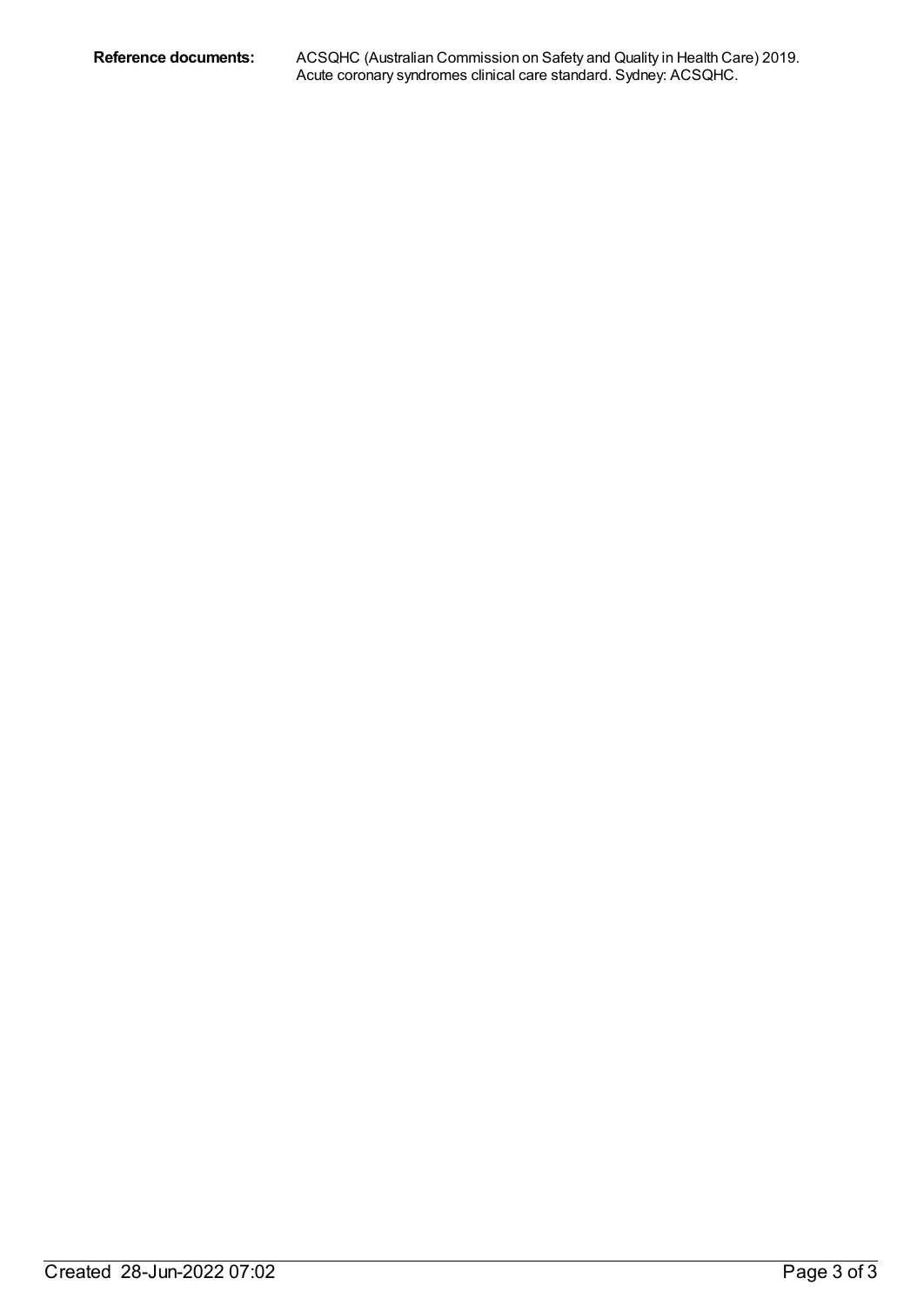**Reference documents:** ACSQHC (Australian Commission on Safety and Quality in Health Care) 2019. Acute coronary syndromes clinical care standard. Sydney: ACSQHC.